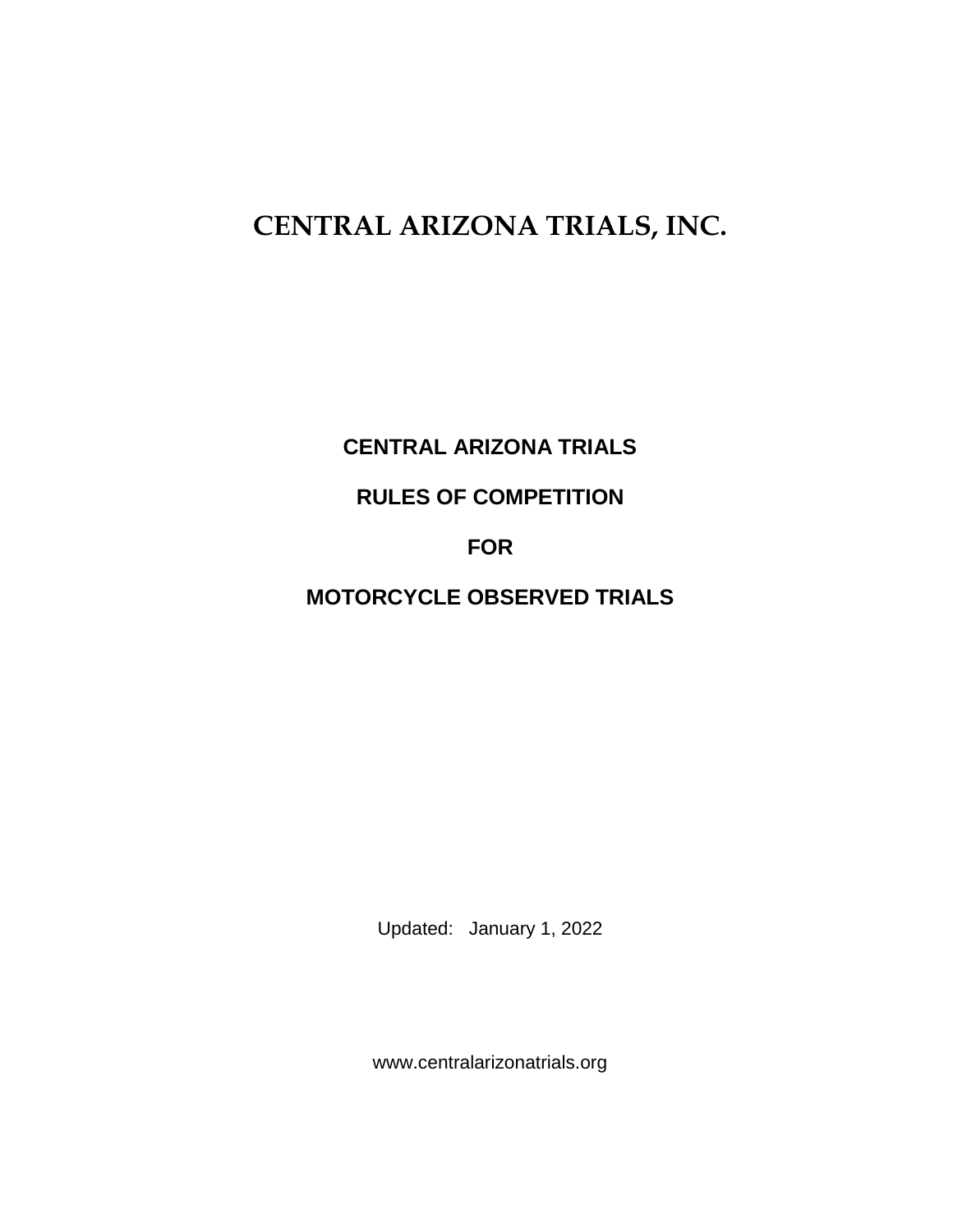# CENTRAL ARIZONA TRIALS, INC.

## CENTRAL ARIZONA TRIALS

## RULES OF COMPETITION

## FOR

## MOTORCYCLE OBSERVED TRIALS

Updated: January 1, 2022

www.centralarizonatrials.org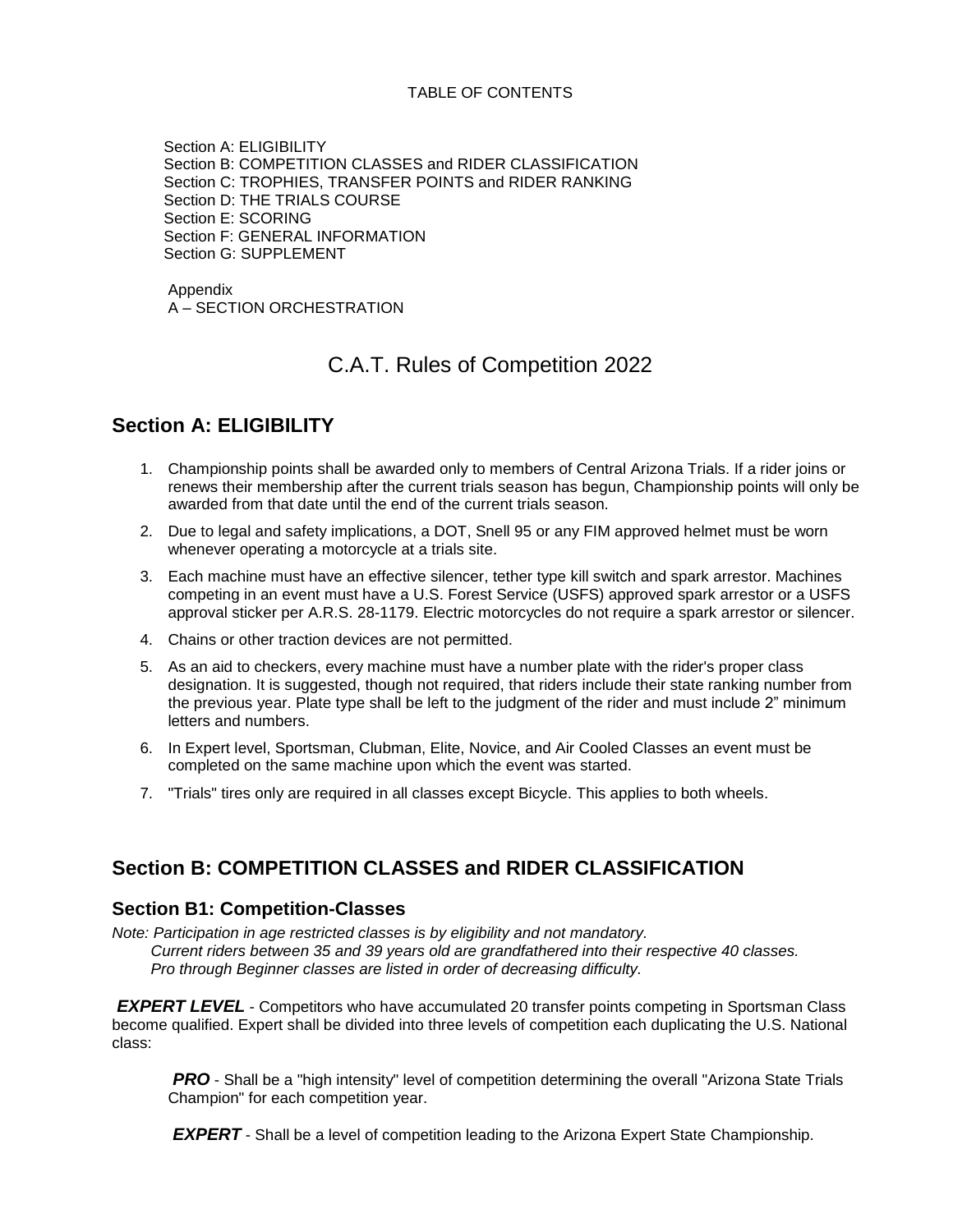TABLE OF CONTENTS

Section A: ELIGIBILITY
Section B: COMPETITION CLASSES and RIDER CLASSIFICATION
Section C: TROPHIES, TRANSFER POINTS and RIDER RANKING
Section D: THE TRIALS COURSE
Section E: SCORING
Section F: GENERAL INFORMATION
Section G: SUPPLEMENT

Appendix
A – SECTION ORCHESTRATION

# C.A.T. Rules of Competition 2022

## Section A: ELIGIBILITY

1. Championship points shall be awarded only to members of Central Arizona Trials. If a rider joins or renews their membership after the current trials season has begun, Championship points will only be awarded from that date until the end of the current trials season.
2. Due to legal and safety implications, a DOT, Snell 95 or any FIM approved helmet must be worn whenever operating a motorcycle at a trials site.
3. Each machine must have an effective silencer, tether type kill switch and spark arrestor. Machines competing in an event must have a U.S. Forest Service (USFS) approved spark arrestor or a USFS approval sticker per A.R.S. 28-1179. Electric motorcycles do not require a spark arrestor or silencer.
4. Chains or other traction devices are not permitted.
5. As an aid to checkers, every machine must have a number plate with the rider's proper class designation. It is suggested, though not required, that riders include their state ranking number from the previous year. Plate type shall be left to the judgment of the rider and must include 2" minimum letters and numbers.
6. In Expert level, Sportsman, Clubman, Elite, Novice, and Air Cooled Classes an event must be completed on the same machine upon which the event was started.
7. "Trials" tires only are required in all classes except Bicycle. This applies to both wheels.

## Section B: COMPETITION CLASSES and RIDER CLASSIFICATION

### Section B1: Competition-Classes

*Note: Participation in age restricted classes is by eligibility and not mandatory.*
*Current riders between 35 and 39 years old are grandfathered into their respective 40 classes.*
*Pro through Beginner classes are listed in order of decreasing difficulty.*

***EXPERT LEVEL*** - Competitors who have accumulated 20 transfer points competing in Sportsman Class become qualified. Expert shall be divided into three levels of competition each duplicating the U.S. National class:

***PRO*** - Shall be a "high intensity" level of competition determining the overall "Arizona State Trials Champion" for each competition year.

***EXPERT*** - Shall be a level of competition leading to the Arizona Expert State Championship.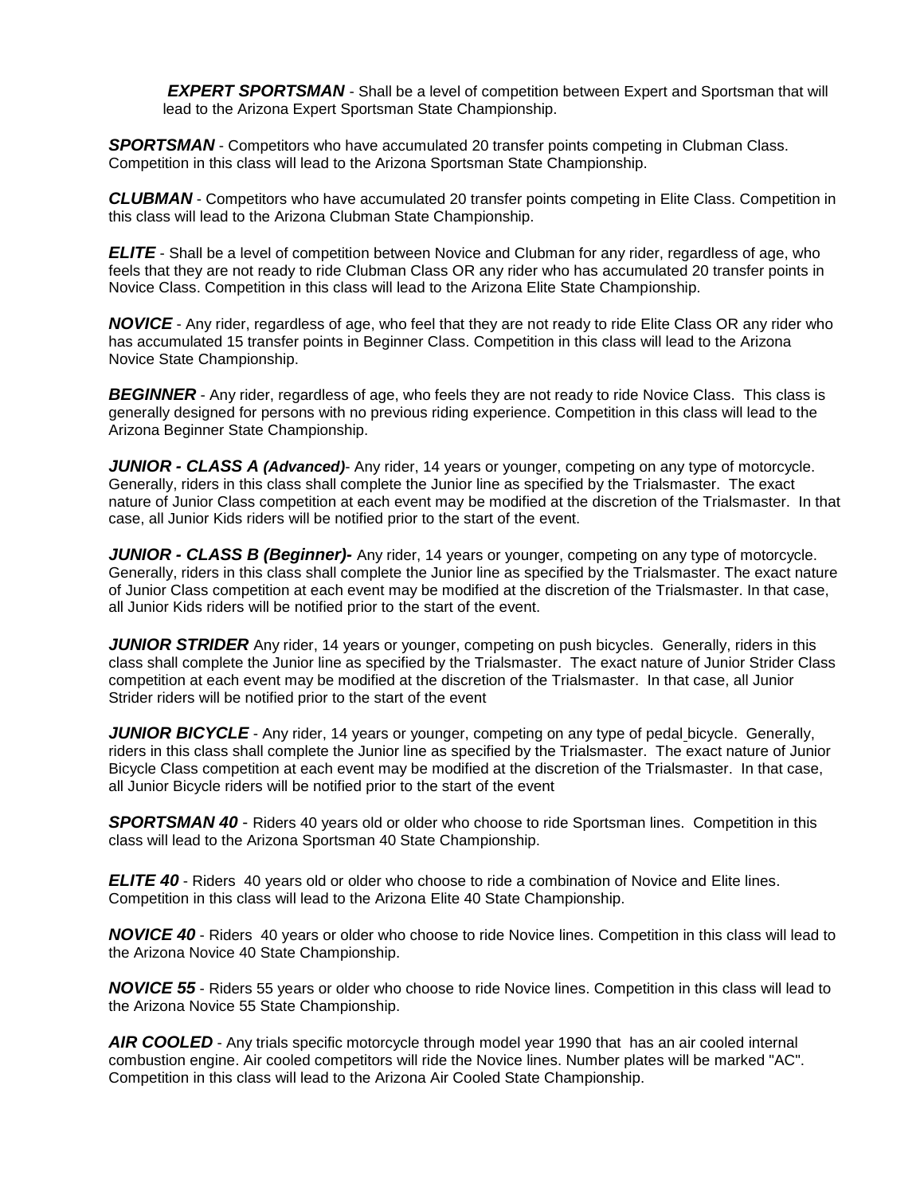***EXPERT SPORTSMAN*** - Shall be a level of competition between Expert and Sportsman that will lead to the Arizona Expert Sportsman State Championship.

***SPORTSMAN*** - Competitors who have accumulated 20 transfer points competing in Clubman Class. Competition in this class will lead to the Arizona Sportsman State Championship.

***CLUBMAN*** - Competitors who have accumulated 20 transfer points competing in Elite Class. Competition in this class will lead to the Arizona Clubman State Championship.

***ELITE*** - Shall be a level of competition between Novice and Clubman for any rider, regardless of age, who feels that they are not ready to ride Clubman Class OR any rider who has accumulated 20 transfer points in Novice Class. Competition in this class will lead to the Arizona Elite State Championship.

***NOVICE*** - Any rider, regardless of age, who feel that they are not ready to ride Elite Class OR any rider who has accumulated 15 transfer points in Beginner Class. Competition in this class will lead to the Arizona Novice State Championship.

***BEGINNER*** - Any rider, regardless of age, who feels they are not ready to ride Novice Class. This class is generally designed for persons with no previous riding experience. Competition in this class will lead to the Arizona Beginner State Championship.

***JUNIOR - CLASS A (Advanced)***- Any rider, 14 years or younger, competing on any type of motorcycle. Generally, riders in this class shall complete the Junior line as specified by the Trialsmaster. The exact nature of Junior Class competition at each event may be modified at the discretion of the Trialsmaster. In that case, all Junior Kids riders will be notified prior to the start of the event.

***JUNIOR - CLASS B (Beginner)-*** Any rider, 14 years or younger, competing on any type of motorcycle. Generally, riders in this class shall complete the Junior line as specified by the Trialsmaster. The exact nature of Junior Class competition at each event may be modified at the discretion of the Trialsmaster. In that case, all Junior Kids riders will be notified prior to the start of the event.

***JUNIOR STRIDER*** Any rider, 14 years or younger, competing on push bicycles. Generally, riders in this class shall complete the Junior line as specified by the Trialsmaster. The exact nature of Junior Strider Class competition at each event may be modified at the discretion of the Trialsmaster. In that case, all Junior Strider riders will be notified prior to the start of the event

***JUNIOR BICYCLE*** - Any rider, 14 years or younger, competing on any type of pedal bicycle. Generally, riders in this class shall complete the Junior line as specified by the Trialsmaster. The exact nature of Junior Bicycle Class competition at each event may be modified at the discretion of the Trialsmaster. In that case, all Junior Bicycle riders will be notified prior to the start of the event

***SPORTSMAN 40*** - Riders 40 years old or older who choose to ride Sportsman lines. Competition in this class will lead to the Arizona Sportsman 40 State Championship.

***ELITE 40*** - Riders 40 years old or older who choose to ride a combination of Novice and Elite lines. Competition in this class will lead to the Arizona Elite 40 State Championship.

***NOVICE 40*** - Riders 40 years or older who choose to ride Novice lines. Competition in this class will lead to the Arizona Novice 40 State Championship.

***NOVICE 55*** - Riders 55 years or older who choose to ride Novice lines. Competition in this class will lead to the Arizona Novice 55 State Championship.

***AIR COOLED*** - Any trials specific motorcycle through model year 1990 that has an air cooled internal combustion engine. Air cooled competitors will ride the Novice lines. Number plates will be marked "AC". Competition in this class will lead to the Arizona Air Cooled State Championship.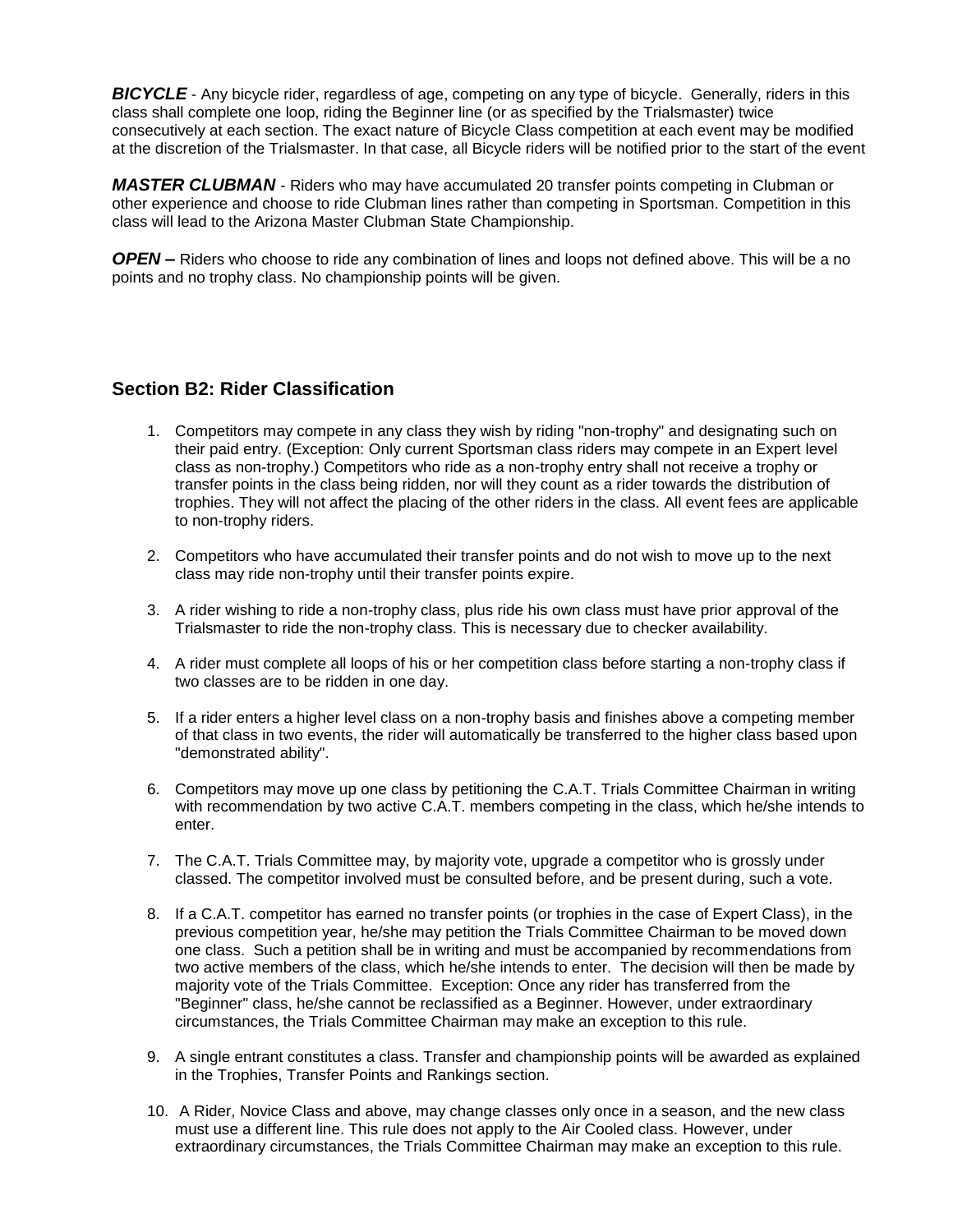***BICYCLE*** - Any bicycle rider, regardless of age, competing on any type of bicycle. Generally, riders in this class shall complete one loop, riding the Beginner line (or as specified by the Trialsmaster) twice consecutively at each section. The exact nature of Bicycle Class competition at each event may be modified at the discretion of the Trialsmaster. In that case, all Bicycle riders will be notified prior to the start of the event

***MASTER CLUBMAN*** - Riders who may have accumulated 20 transfer points competing in Clubman or other experience and choose to ride Clubman lines rather than competing in Sportsman. Competition in this class will lead to the Arizona Master Clubman State Championship.

***OPEN –*** Riders who choose to ride any combination of lines and loops not defined above. This will be a no points and no trophy class. No championship points will be given.

## Section B2: Rider Classification

1. Competitors may compete in any class they wish by riding "non-trophy" and designating such on their paid entry. (Exception: Only current Sportsman class riders may compete in an Expert level class as non-trophy.) Competitors who ride as a non-trophy entry shall not receive a trophy or transfer points in the class being ridden, nor will they count as a rider towards the distribution of trophies. They will not affect the placing of the other riders in the class. All event fees are applicable to non-trophy riders.

2. Competitors who have accumulated their transfer points and do not wish to move up to the next class may ride non-trophy until their transfer points expire.

3. A rider wishing to ride a non-trophy class, plus ride his own class must have prior approval of the Trialsmaster to ride the non-trophy class. This is necessary due to checker availability.

4. A rider must complete all loops of his or her competition class before starting a non-trophy class if two classes are to be ridden in one day.

5. If a rider enters a higher level class on a non-trophy basis and finishes above a competing member of that class in two events, the rider will automatically be transferred to the higher class based upon "demonstrated ability".

6. Competitors may move up one class by petitioning the C.A.T. Trials Committee Chairman in writing with recommendation by two active C.A.T. members competing in the class, which he/she intends to enter.

7. The C.A.T. Trials Committee may, by majority vote, upgrade a competitor who is grossly under classed. The competitor involved must be consulted before, and be present during, such a vote.

8. If a C.A.T. competitor has earned no transfer points (or trophies in the case of Expert Class), in the previous competition year, he/she may petition the Trials Committee Chairman to be moved down one class. Such a petition shall be in writing and must be accompanied by recommendations from two active members of the class, which he/she intends to enter. The decision will then be made by majority vote of the Trials Committee. Exception: Once any rider has transferred from the "Beginner" class, he/she cannot be reclassified as a Beginner. However, under extraordinary circumstances, the Trials Committee Chairman may make an exception to this rule.

9. A single entrant constitutes a class. Transfer and championship points will be awarded as explained in the Trophies, Transfer Points and Rankings section.

10. A Rider, Novice Class and above, may change classes only once in a season, and the new class must use a different line. This rule does not apply to the Air Cooled class. However, under extraordinary circumstances, the Trials Committee Chairman may make an exception to this rule.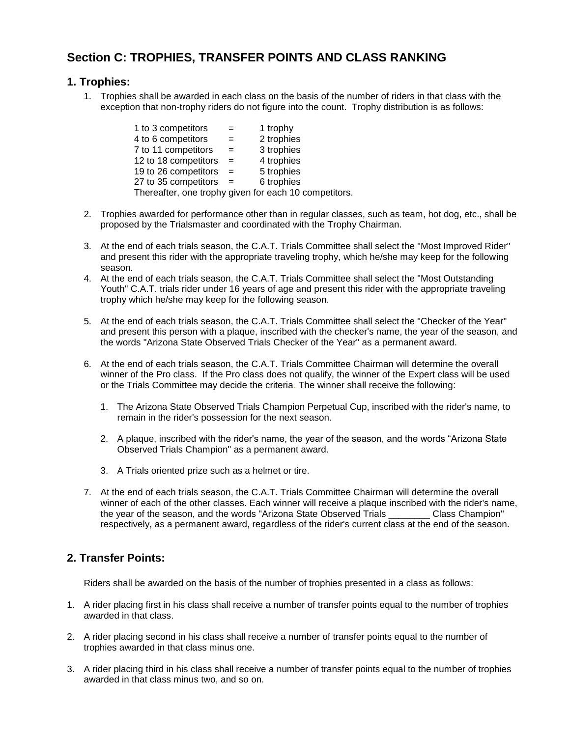## Section C: TROPHIES, TRANSFER POINTS AND CLASS RANKING

### 1. Trophies:

1. Trophies shall be awarded in each class on the basis of the number of riders in that class with the exception that non-trophy riders do not figure into the count. Trophy distribution is as follows:

   | | | |
   |---|---|---|
   | 1 to 3 competitors | = | 1 trophy |
   | 4 to 6 competitors | = | 2 trophies |
   | 7 to 11 competitors | = | 3 trophies |
   | 12 to 18 competitors | = | 4 trophies |
   | 19 to 26 competitors | = | 5 trophies |
   | 27 to 35 competitors | = | 6 trophies |

   Thereafter, one trophy given for each 10 competitors.

2. Trophies awarded for performance other than in regular classes, such as team, hot dog, etc., shall be proposed by the Trialsmaster and coordinated with the Trophy Chairman.

3. At the end of each trials season, the C.A.T. Trials Committee shall select the "Most Improved Rider" and present this rider with the appropriate traveling trophy, which he/she may keep for the following season.
4. At the end of each trials season, the C.A.T. Trials Committee shall select the "Most Outstanding Youth" C.A.T. trials rider under 16 years of age and present this rider with the appropriate traveling trophy which he/she may keep for the following season.

5. At the end of each trials season, the C.A.T. Trials Committee shall select the "Checker of the Year" and present this person with a plaque, inscribed with the checker's name, the year of the season, and the words "Arizona State Observed Trials Checker of the Year" as a permanent award.

6. At the end of each trials season, the C.A.T. Trials Committee Chairman will determine the overall winner of the Pro class. If the Pro class does not qualify, the winner of the Expert class will be used or the Trials Committee may decide the criteria. The winner shall receive the following:

   1. The Arizona State Observed Trials Champion Perpetual Cup, inscribed with the rider's name, to remain in the rider's possession for the next season.

   2. A plaque, inscribed with the rider's name, the year of the season, and the words "Arizona State Observed Trials Champion" as a permanent award.

   3. A Trials oriented prize such as a helmet or tire.

7. At the end of each trials season, the C.A.T. Trials Committee Chairman will determine the overall winner of each of the other classes. Each winner will receive a plaque inscribed with the rider's name, the year of the season, and the words "Arizona State Observed Trials ________ Class Champion" respectively, as a permanent award, regardless of the rider's current class at the end of the season.

### 2. Transfer Points:

Riders shall be awarded on the basis of the number of trophies presented in a class as follows:

1. A rider placing first in his class shall receive a number of transfer points equal to the number of trophies awarded in that class.

2. A rider placing second in his class shall receive a number of transfer points equal to the number of trophies awarded in that class minus one.

3. A rider placing third in his class shall receive a number of transfer points equal to the number of trophies awarded in that class minus two, and so on.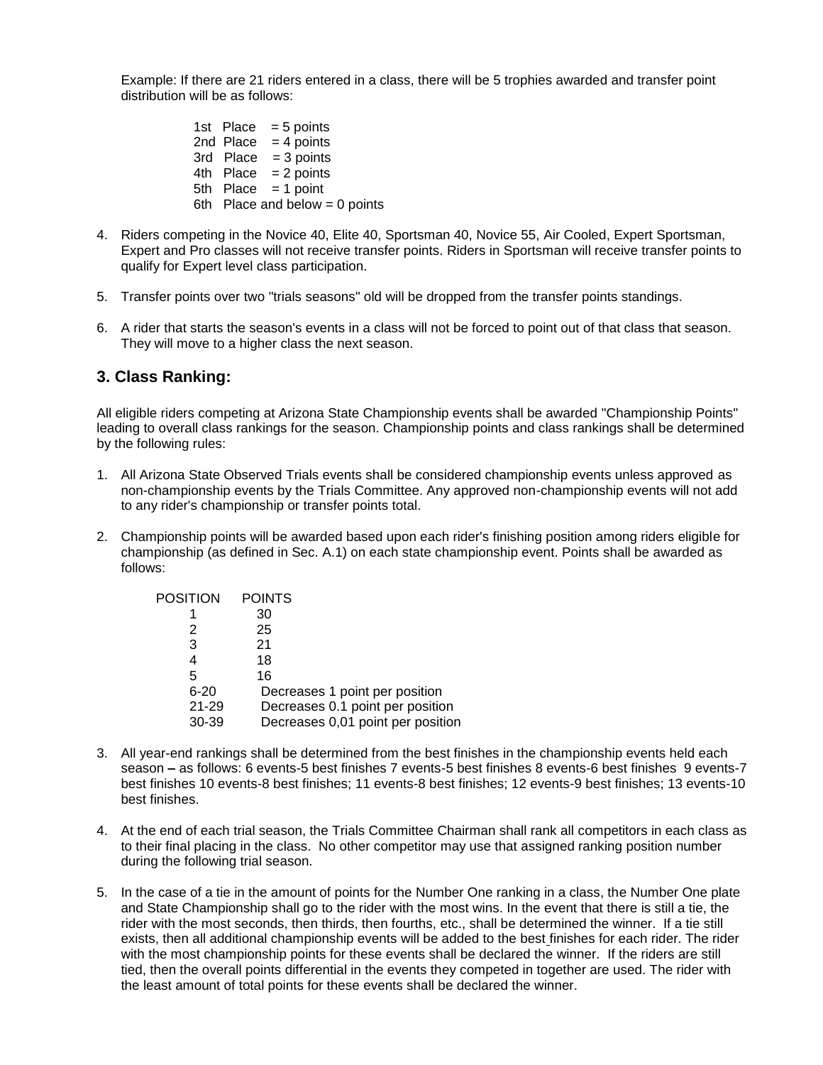Example: If there are 21 riders entered in a class, there will be 5 trophies awarded and transfer point distribution will be as follows:

1st Place = 5 points
2nd Place = 4 points
3rd Place = 3 points
4th Place = 2 points
5th Place = 1 point
6th Place and below = 0 points

4. Riders competing in the Novice 40, Elite 40, Sportsman 40, Novice 55, Air Cooled, Expert Sportsman, Expert and Pro classes will not receive transfer points. Riders in Sportsman will receive transfer points to qualify for Expert level class participation.

5. Transfer points over two "trials seasons" old will be dropped from the transfer points standings.

6. A rider that starts the season's events in a class will not be forced to point out of that class that season. They will move to a higher class the next season.

## 3. Class Ranking:

All eligible riders competing at Arizona State Championship events shall be awarded "Championship Points" leading to overall class rankings for the season. Championship points and class rankings shall be determined by the following rules:

1. All Arizona State Observed Trials events shall be considered championship events unless approved as non-championship events by the Trials Committee. Any approved non-championship events will not add to any rider's championship or transfer points total.

2. Championship points will be awarded based upon each rider's finishing position among riders eligible for championship (as defined in Sec. A.1) on each state championship event. Points shall be awarded as follows:

| POSITION | POINTS |
|---|---|
| 1 | 30 |
| 2 | 25 |
| 3 | 21 |
| 4 | 18 |
| 5 | 16 |
| 6-20 | Decreases 1 point per position |
| 21-29 | Decreases 0.1 point per position |
| 30-39 | Decreases 0,01 point per position |

3. All year-end rankings shall be determined from the best finishes in the championship events held each season – as follows: 6 events-5 best finishes 7 events-5 best finishes 8 events-6 best finishes 9 events-7 best finishes 10 events-8 best finishes; 11 events-8 best finishes; 12 events-9 best finishes; 13 events-10 best finishes.

4. At the end of each trial season, the Trials Committee Chairman shall rank all competitors in each class as to their final placing in the class. No other competitor may use that assigned ranking position number during the following trial season.

5. In the case of a tie in the amount of points for the Number One ranking in a class, the Number One plate and State Championship shall go to the rider with the most wins. In the event that there is still a tie, the rider with the most seconds, then thirds, then fourths, etc., shall be determined the winner. If a tie still exists, then all additional championship events will be added to the best finishes for each rider. The rider with the most championship points for these events shall be declared the winner. If the riders are still tied, then the overall points differential in the events they competed in together are used. The rider with the least amount of total points for these events shall be declared the winner.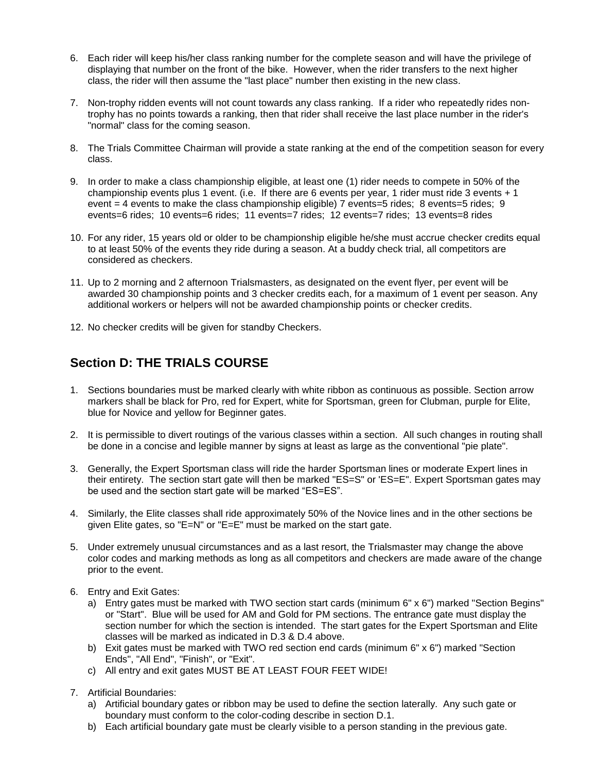6. Each rider will keep his/her class ranking number for the complete season and will have the privilege of displaying that number on the front of the bike. However, when the rider transfers to the next higher class, the rider will then assume the "last place" number then existing in the new class.

7. Non-trophy ridden events will not count towards any class ranking. If a rider who repeatedly rides non-trophy has no points towards a ranking, then that rider shall receive the last place number in the rider's "normal" class for the coming season.

8. The Trials Committee Chairman will provide a state ranking at the end of the competition season for every class.

9. In order to make a class championship eligible, at least one (1) rider needs to compete in 50% of the championship events plus 1 event. (i.e. If there are 6 events per year, 1 rider must ride 3 events + 1 event = 4 events to make the class championship eligible) 7 events=5 rides; 8 events=5 rides; 9 events=6 rides; 10 events=6 rides; 11 events=7 rides; 12 events=7 rides; 13 events=8 rides

10. For any rider, 15 years old or older to be championship eligible he/she must accrue checker credits equal to at least 50% of the events they ride during a season. At a buddy check trial, all competitors are considered as checkers.

11. Up to 2 morning and 2 afternoon Trialsmasters, as designated on the event flyer, per event will be awarded 30 championship points and 3 checker credits each, for a maximum of 1 event per season. Any additional workers or helpers will not be awarded championship points or checker credits.

12. No checker credits will be given for standby Checkers.

## Section D: THE TRIALS COURSE

1. Sections boundaries must be marked clearly with white ribbon as continuous as possible. Section arrow markers shall be black for Pro, red for Expert, white for Sportsman, green for Clubman, purple for Elite, blue for Novice and yellow for Beginner gates.

2. It is permissible to divert routings of the various classes within a section. All such changes in routing shall be done in a concise and legible manner by signs at least as large as the conventional "pie plate".

3. Generally, the Expert Sportsman class will ride the harder Sportsman lines or moderate Expert lines in their entirety. The section start gate will then be marked "ES=S" or 'ES=E". Expert Sportsman gates may be used and the section start gate will be marked “ES=ES”.

4. Similarly, the Elite classes shall ride approximately 50% of the Novice lines and in the other sections be given Elite gates, so "E=N" or "E=E" must be marked on the start gate.

5. Under extremely unusual circumstances and as a last resort, the Trialsmaster may change the above color codes and marking methods as long as all competitors and checkers are made aware of the change prior to the event.

6. Entry and Exit Gates:
   a) Entry gates must be marked with TWO section start cards (minimum 6" x 6") marked "Section Begins" or "Start". Blue will be used for AM and Gold for PM sections. The entrance gate must display the section number for which the section is intended. The start gates for the Expert Sportsman and Elite classes will be marked as indicated in D.3 & D.4 above.
   b) Exit gates must be marked with TWO red section end cards (minimum 6" x 6") marked "Section Ends", "All End", "Finish", or "Exit".
   c) All entry and exit gates MUST BE AT LEAST FOUR FEET WIDE!

7. Artificial Boundaries:
   a) Artificial boundary gates or ribbon may be used to define the section laterally. Any such gate or boundary must conform to the color-coding describe in section D.1.
   b) Each artificial boundary gate must be clearly visible to a person standing in the previous gate.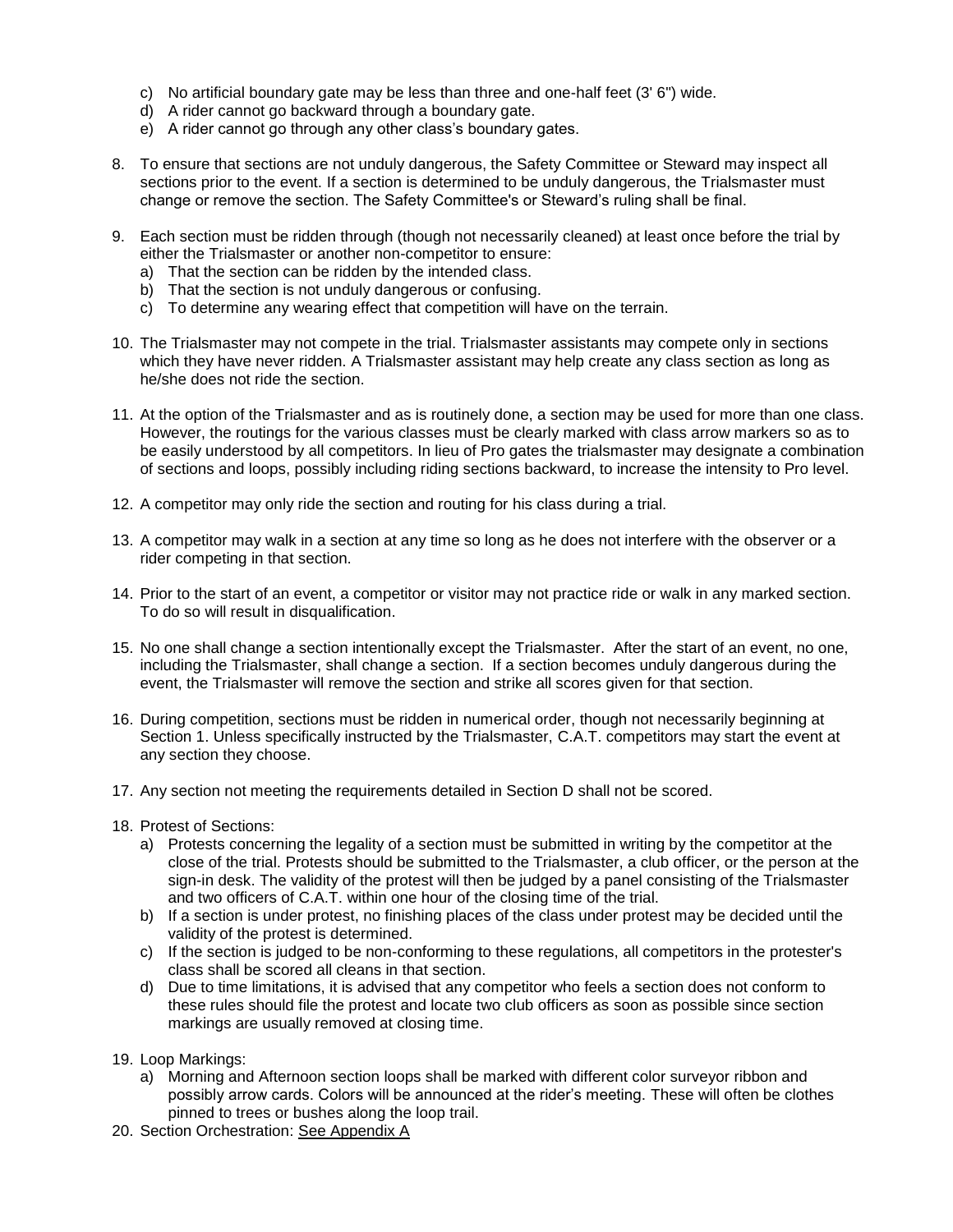c) No artificial boundary gate may be less than three and one-half feet (3' 6") wide.
   d) A rider cannot go backward through a boundary gate.
   e) A rider cannot go through any other class's boundary gates.

8. To ensure that sections are not unduly dangerous, the Safety Committee or Steward may inspect all sections prior to the event. If a section is determined to be unduly dangerous, the Trialsmaster must change or remove the section. The Safety Committee's or Steward's ruling shall be final.

9. Each section must be ridden through (though not necessarily cleaned) at least once before the trial by either the Trialsmaster or another non-competitor to ensure:
   a) That the section can be ridden by the intended class.
   b) That the section is not unduly dangerous or confusing.
   c) To determine any wearing effect that competition will have on the terrain.

10. The Trialsmaster may not compete in the trial. Trialsmaster assistants may compete only in sections which they have never ridden. A Trialsmaster assistant may help create any class section as long as he/she does not ride the section.

11. At the option of the Trialsmaster and as is routinely done, a section may be used for more than one class. However, the routings for the various classes must be clearly marked with class arrow markers so as to be easily understood by all competitors. In lieu of Pro gates the trialsmaster may designate a combination of sections and loops, possibly including riding sections backward, to increase the intensity to Pro level.

12. A competitor may only ride the section and routing for his class during a trial.

13. A competitor may walk in a section at any time so long as he does not interfere with the observer or a rider competing in that section.

14. Prior to the start of an event, a competitor or visitor may not practice ride or walk in any marked section. To do so will result in disqualification.

15. No one shall change a section intentionally except the Trialsmaster. After the start of an event, no one, including the Trialsmaster, shall change a section. If a section becomes unduly dangerous during the event, the Trialsmaster will remove the section and strike all scores given for that section.

16. During competition, sections must be ridden in numerical order, though not necessarily beginning at Section 1. Unless specifically instructed by the Trialsmaster, C.A.T. competitors may start the event at any section they choose.

17. Any section not meeting the requirements detailed in Section D shall not be scored.

18. Protest of Sections:
   a) Protests concerning the legality of a section must be submitted in writing by the competitor at the close of the trial. Protests should be submitted to the Trialsmaster, a club officer, or the person at the sign-in desk. The validity of the protest will then be judged by a panel consisting of the Trialsmaster and two officers of C.A.T. within one hour of the closing time of the trial.
   b) If a section is under protest, no finishing places of the class under protest may be decided until the validity of the protest is determined.
   c) If the section is judged to be non-conforming to these regulations, all competitors in the protester's class shall be scored all cleans in that section.
   d) Due to time limitations, it is advised that any competitor who feels a section does not conform to these rules should file the protest and locate two club officers as soon as possible since section markings are usually removed at closing time.

19. Loop Markings:
   a) Morning and Afternoon section loops shall be marked with different color surveyor ribbon and possibly arrow cards. Colors will be announced at the rider's meeting. These will often be clothes pinned to trees or bushes along the loop trail.

20. Section Orchestration: See Appendix A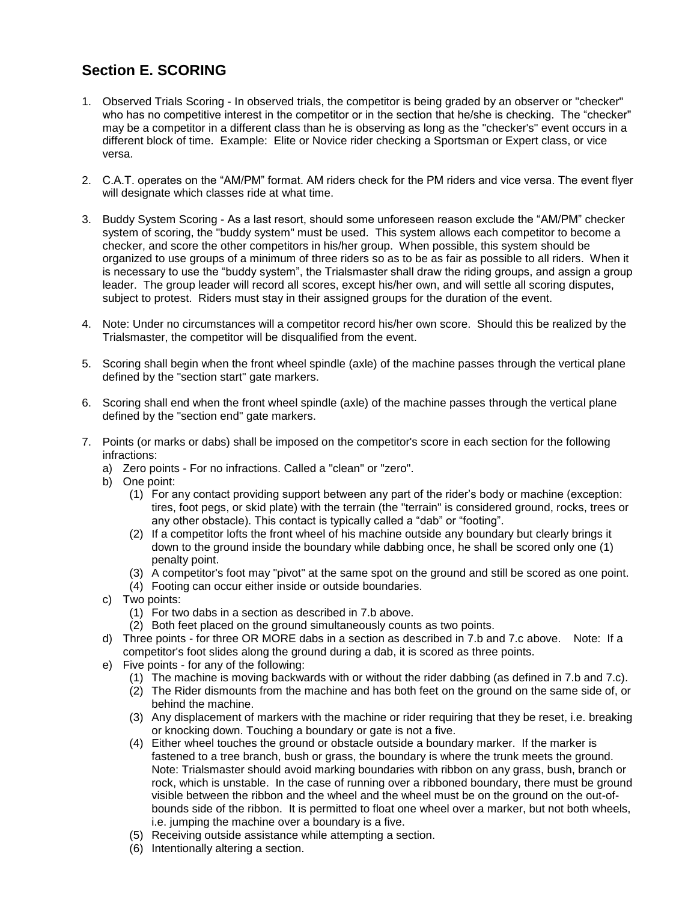## Section E. SCORING

1. Observed Trials Scoring - In observed trials, the competitor is being graded by an observer or "checker" who has no competitive interest in the competitor or in the section that he/she is checking. The "checker" may be a competitor in a different class than he is observing as long as the "checker's" event occurs in a different block of time. Example: Elite or Novice rider checking a Sportsman or Expert class, or vice versa.

2. C.A.T. operates on the "AM/PM" format. AM riders check for the PM riders and vice versa. The event flyer will designate which classes ride at what time.

3. Buddy System Scoring - As a last resort, should some unforeseen reason exclude the "AM/PM" checker system of scoring, the "buddy system" must be used. This system allows each competitor to become a checker, and score the other competitors in his/her group. When possible, this system should be organized to use groups of a minimum of three riders so as to be as fair as possible to all riders. When it is necessary to use the "buddy system", the Trialsmaster shall draw the riding groups, and assign a group leader. The group leader will record all scores, except his/her own, and will settle all scoring disputes, subject to protest. Riders must stay in their assigned groups for the duration of the event.

4. Note: Under no circumstances will a competitor record his/her own score. Should this be realized by the Trialsmaster, the competitor will be disqualified from the event.

5. Scoring shall begin when the front wheel spindle (axle) of the machine passes through the vertical plane defined by the "section start" gate markers.

6. Scoring shall end when the front wheel spindle (axle) of the machine passes through the vertical plane defined by the "section end" gate markers.

7. Points (or marks or dabs) shall be imposed on the competitor's score in each section for the following infractions:
   a) Zero points - For no infractions. Called a "clean" or "zero".
   b) One point:
      (1) For any contact providing support between any part of the rider's body or machine (exception: tires, foot pegs, or skid plate) with the terrain (the "terrain" is considered ground, rocks, trees or any other obstacle). This contact is typically called a "dab" or "footing".
      (2) If a competitor lofts the front wheel of his machine outside any boundary but clearly brings it down to the ground inside the boundary while dabbing once, he shall be scored only one (1) penalty point.
      (3) A competitor's foot may "pivot" at the same spot on the ground and still be scored as one point.
      (4) Footing can occur either inside or outside boundaries.
   c) Two points:
      (1) For two dabs in a section as described in 7.b above.
      (2) Both feet placed on the ground simultaneously counts as two points.
   d) Three points - for three OR MORE dabs in a section as described in 7.b and 7.c above. Note: If a competitor's foot slides along the ground during a dab, it is scored as three points.
   e) Five points - for any of the following:
      (1) The machine is moving backwards with or without the rider dabbing (as defined in 7.b and 7.c).
      (2) The Rider dismounts from the machine and has both feet on the ground on the same side of, or behind the machine.
      (3) Any displacement of markers with the machine or rider requiring that they be reset, i.e. breaking or knocking down. Touching a boundary or gate is not a five.
      (4) Either wheel touches the ground or obstacle outside a boundary marker. If the marker is fastened to a tree branch, bush or grass, the boundary is where the trunk meets the ground. Note: Trialsmaster should avoid marking boundaries with ribbon on any grass, bush, branch or rock, which is unstable. In the case of running over a riboned boundary, there must be ground visible between the ribbon and the wheel and the wheel must be on the ground on the out-of-bounds side of the ribbon. It is permitted to float one wheel over a marker, but not both wheels, i.e. jumping the machine over a boundary is a five.
      (5) Receiving outside assistance while attempting a section.
      (6) Intentionally altering a section.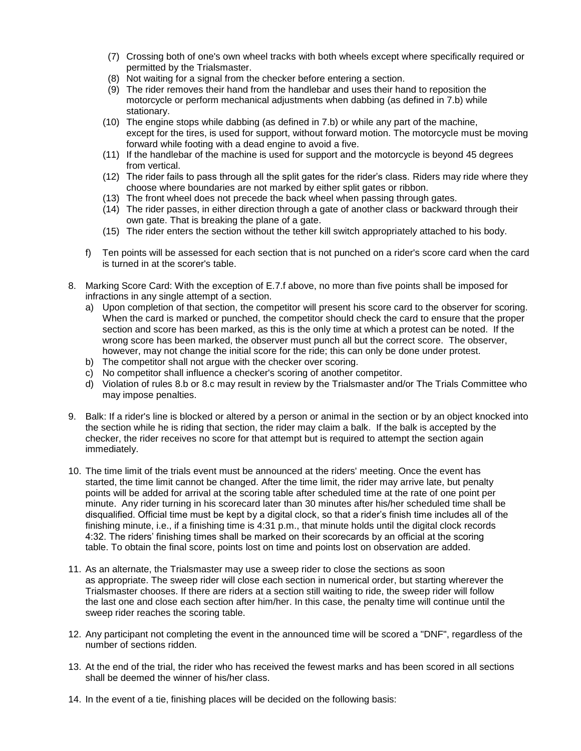(7) Crossing both of one's own wheel tracks with both wheels except where specifically required or permitted by the Trialsmaster.
(8) Not waiting for a signal from the checker before entering a section.
(9) The rider removes their hand from the handlebar and uses their hand to reposition the motorcycle or perform mechanical adjustments when dabbing (as defined in 7.b) while stationary.
(10) The engine stops while dabbing (as defined in 7.b) or while any part of the machine, except for the tires, is used for support, without forward motion. The motorcycle must be moving forward while footing with a dead engine to avoid a five.
(11) If the handlebar of the machine is used for support and the motorcycle is beyond 45 degrees from vertical.
(12) The rider fails to pass through all the split gates for the rider's class. Riders may ride where they choose where boundaries are not marked by either split gates or ribbon.
(13) The front wheel does not precede the back wheel when passing through gates.
(14) The rider passes, in either direction through a gate of another class or backward through their own gate. That is breaking the plane of a gate.
(15) The rider enters the section without the tether kill switch appropriately attached to his body.

f) Ten points will be assessed for each section that is not punched on a rider's score card when the card is turned in at the scorer's table.

8. Marking Score Card: With the exception of E.7.f above, no more than five points shall be imposed for infractions in any single attempt of a section.
   a) Upon completion of that section, the competitor will present his score card to the observer for scoring. When the card is marked or punched, the competitor should check the card to ensure that the proper section and score has been marked, as this is the only time at which a protest can be noted. If the wrong score has been marked, the observer must punch all but the correct score. The observer, however, may not change the initial score for the ride; this can only be done under protest.
   b) The competitor shall not argue with the checker over scoring.
   c) No competitor shall influence a checker's scoring of another competitor.
   d) Violation of rules 8.b or 8.c may result in review by the Trialsmaster and/or The Trials Committee who may impose penalties.

9. Balk: If a rider's line is blocked or altered by a person or animal in the section or by an object knocked into the section while he is riding that section, the rider may claim a balk. If the balk is accepted by the checker, the rider receives no score for that attempt but is required to attempt the section again immediately.

10. The time limit of the trials event must be announced at the riders' meeting. Once the event has started, the time limit cannot be changed. After the time limit, the rider may arrive late, but penalty points will be added for arrival at the scoring table after scheduled time at the rate of one point per minute. Any rider turning in his scorecard later than 30 minutes after his/her scheduled time shall be disqualified. Official time must be kept by a digital clock, so that a rider's finish time includes all of the finishing minute, i.e., if a finishing time is 4:31 p.m., that minute holds until the digital clock records 4:32. The riders' finishing times shall be marked on their scorecards by an official at the scoring table. To obtain the final score, points lost on time and points lost on observation are added.

11. As an alternate, the Trialsmaster may use a sweep rider to close the sections as soon as appropriate. The sweep rider will close each section in numerical order, but starting wherever the Trialsmaster chooses. If there are riders at a section still waiting to ride, the sweep rider will follow the last one and close each section after him/her. In this case, the penalty time will continue until the sweep rider reaches the scoring table.

12. Any participant not completing the event in the announced time will be scored a "DNF", regardless of the number of sections ridden.

13. At the end of the trial, the rider who has received the fewest marks and has been scored in all sections shall be deemed the winner of his/her class.

14. In the event of a tie, finishing places will be decided on the following basis: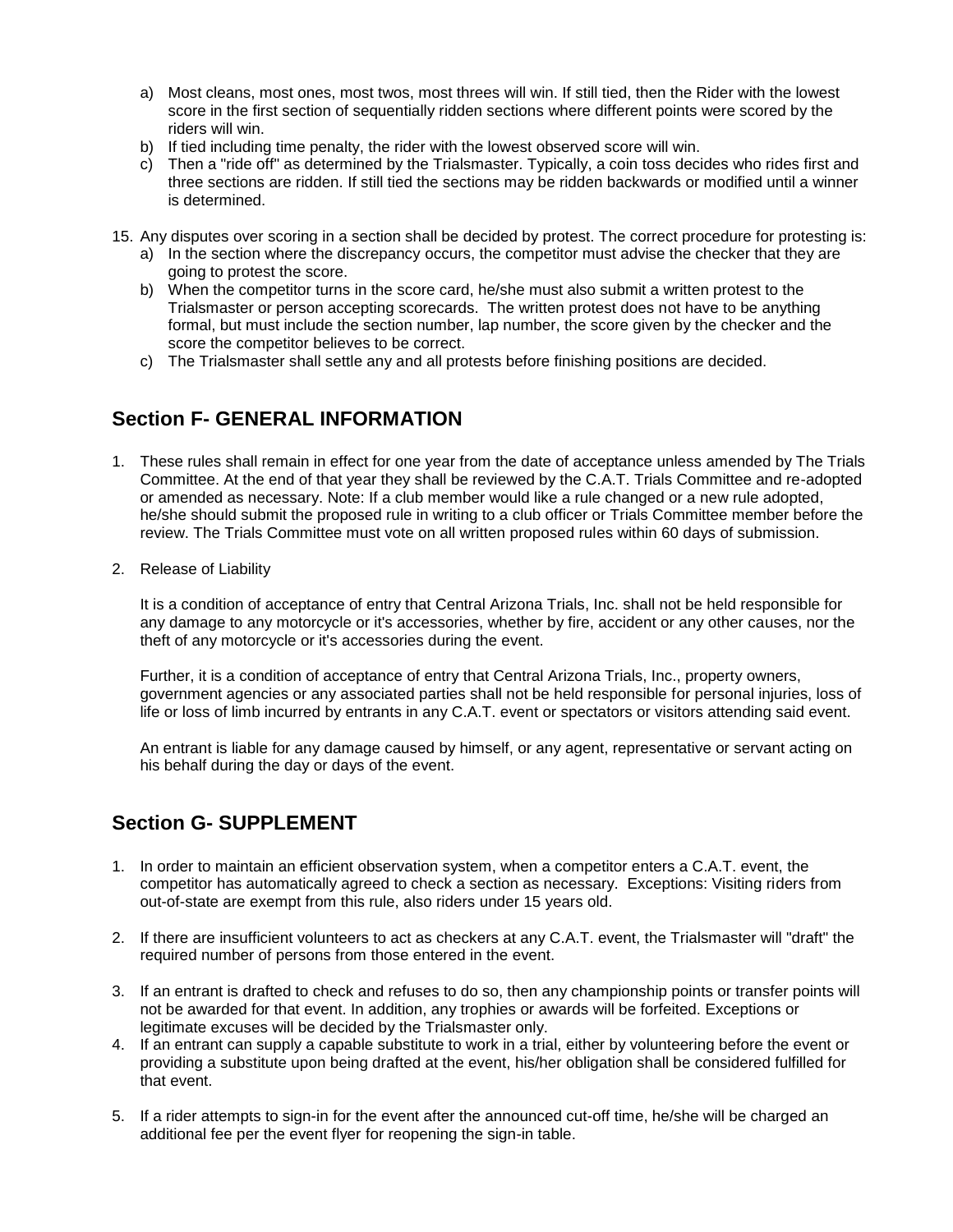a) Most cleans, most ones, most twos, most threes will win. If still tied, then the Rider with the lowest score in the first section of sequentially ridden sections where different points were scored by the riders will win.
b) If tied including time penalty, the rider with the lowest observed score will win.
c) Then a "ride off" as determined by the Trialsmaster. Typically, a coin toss decides who rides first and three sections are ridden. If still tied the sections may be ridden backwards or modified until a winner is determined.

15. Any disputes over scoring in a section shall be decided by protest. The correct procedure for protesting is:
    a) In the section where the discrepancy occurs, the competitor must advise the checker that they are going to protest the score.
    b) When the competitor turns in the score card, he/she must also submit a written protest to the Trialsmaster or person accepting scorecards. The written protest does not have to be anything formal, but must include the section number, lap number, the score given by the checker and the score the competitor believes to be correct.
    c) The Trialsmaster shall settle any and all protests before finishing positions are decided.

## Section F- GENERAL INFORMATION

1. These rules shall remain in effect for one year from the date of acceptance unless amended by The Trials Committee. At the end of that year they shall be reviewed by the C.A.T. Trials Committee and re-adopted or amended as necessary. Note: If a club member would like a rule changed or a new rule adopted, he/she should submit the proposed rule in writing to a club officer or Trials Committee member before the review. The Trials Committee must vote on all written proposed rules within 60 days of submission.

2. Release of Liability

   It is a condition of acceptance of entry that Central Arizona Trials, Inc. shall not be held responsible for any damage to any motorcycle or it's accessories, whether by fire, accident or any other causes, nor the theft of any motorcycle or it's accessories during the event.

   Further, it is a condition of acceptance of entry that Central Arizona Trials, Inc., property owners, government agencies or any associated parties shall not be held responsible for personal injuries, loss of life or loss of limb incurred by entrants in any C.A.T. event or spectators or visitors attending said event.

   An entrant is liable for any damage caused by himself, or any agent, representative or servant acting on his behalf during the day or days of the event.

## Section G- SUPPLEMENT

1. In order to maintain an efficient observation system, when a competitor enters a C.A.T. event, the competitor has automatically agreed to check a section as necessary. Exceptions: Visiting riders from out-of-state are exempt from this rule, also riders under 15 years old.

2. If there are insufficient volunteers to act as checkers at any C.A.T. event, the Trialsmaster will "draft" the required number of persons from those entered in the event.

3. If an entrant is drafted to check and refuses to do so, then any championship points or transfer points will not be awarded for that event. In addition, any trophies or awards will be forfeited. Exceptions or legitimate excuses will be decided by the Trialsmaster only.
4. If an entrant can supply a capable substitute to work in a trial, either by volunteering before the event or providing a substitute upon being drafted at the event, his/her obligation shall be considered fulfilled for that event.

5. If a rider attempts to sign-in for the event after the announced cut-off time, he/she will be charged an additional fee per the event flyer for reopening the sign-in table.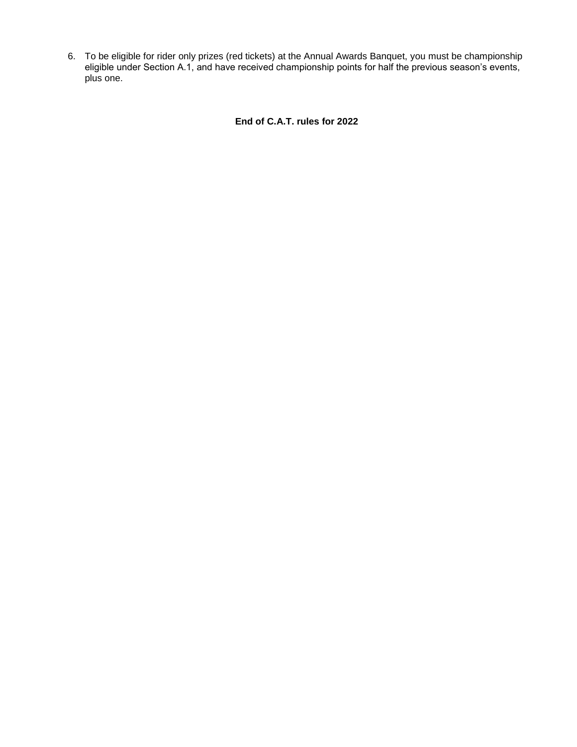6. To be eligible for rider only prizes (red tickets) at the Annual Awards Banquet, you must be championship eligible under Section A.1, and have received championship points for half the previous season's events, plus one.

**End of C.A.T. rules for 2022**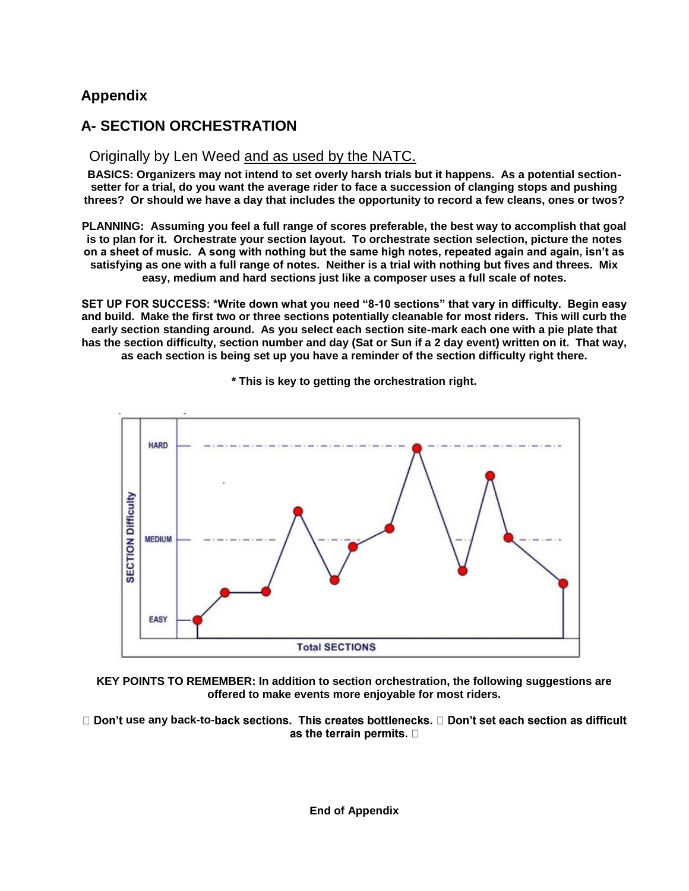## Appendix

## A- SECTION ORCHESTRATION

Originally by Len Weed and as used by the NATC.

**BASICS: Organizers may not intend to set overly harsh trials but it happens. As a potential section-setter for a trial, do you want the average rider to face a succession of clanging stops and pushing threes? Or should we have a day that includes the opportunity to record a few cleans, ones or twos?**

**PLANNING: Assuming you feel a full range of scores preferable, the best way to accomplish that goal is to plan for it. Orchestrate your section layout. To orchestrate section selection, picture the notes on a sheet of music. A song with nothing but the same high notes, repeated again and again, isn't as satisfying as one with a full range of notes. Neither is a trial with nothing but fives and threes. Mix easy, medium and hard sections just like a composer uses a full scale of notes.**

**SET UP FOR SUCCESS: *Write down what you need "8-10 sections" that vary in difficulty. Begin easy and build. Make the first two or three sections potentially cleanable for most riders. This will curb the early section standing around. As you select each section site-mark each one with a pie plate that has the section difficulty, section number and day (Sat or Sun if a 2 day event) written on it. That way, as each section is being set up you have a reminder of the section difficulty right there.**

**\* This is key to getting the orchestration right.**

SECTION Difficulty
HARD
MEDIUM
EASY
Total SECTIONS

**KEY POINTS TO REMEMBER: In addition to section orchestration, the following suggestions are offered to make events more enjoyable for most riders.**

- **Don't use any back-to-back sections. This creates bottlenecks.**
- **Don't set each section as difficult as the terrain permits.**

**End of Appendix**